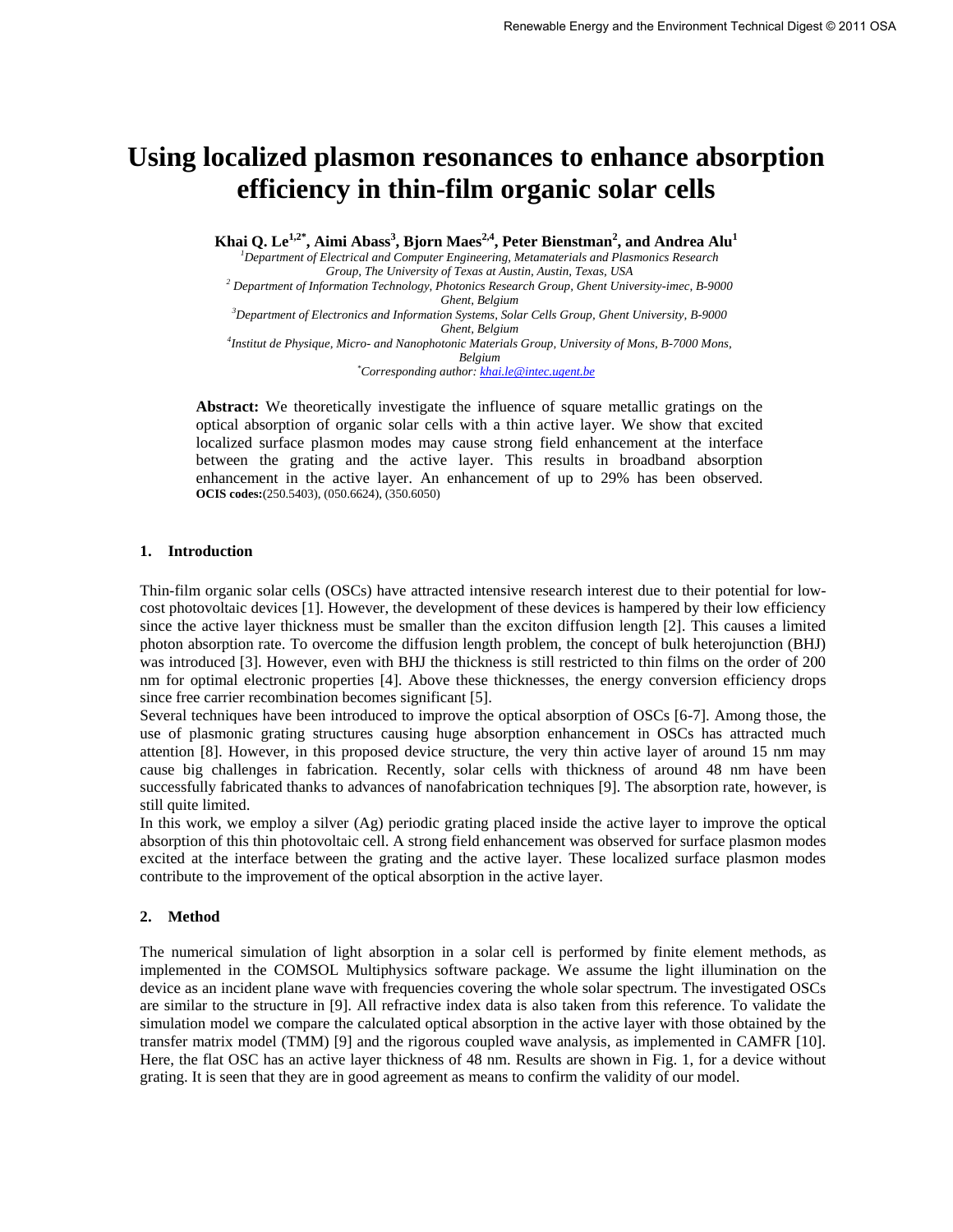# Using localized plasmon resonances to enhance absorption efficiency in thin-film organic solar cells

**Khai Q. Le[1,2*], Aimi Abass[3], Bjorn Maes[2,4], Peter Bienstman[2], and Andrea Alu[1]**

[1]*Department of Electrical and Computer Engineering, Metamaterials and Plasmonics Research Group, The University of Texas at Austin, Austin, Texas, USA*

[2] *Department of Information Technology, Photonics Research Group, Ghent University-imec, B-9000 Ghent, Belgium*

[3]*Department of Electronics and Information Systems, Solar Cells Group, Ghent University, B-9000 Ghent, Belgium*

[4]*Institut de Physique, Micro- and Nanophotonic Materials Group, University of Mons, B-7000 Mons, Belgium*

[*]*Corresponding author: khai.le@intec.ugent.be*

**Abstract:** We theoretically investigate the influence of square metallic gratings on the optical absorption of organic solar cells with a thin active layer. We show that excited localized surface plasmon modes may cause strong field enhancement at the interface between the grating and the active layer. This results in broadband absorption enhancement in the active layer. An enhancement of up to 29% has been observed.

**OCIS codes:**(250.5403), (050.6624), (350.6050)

## 1. Introduction

Thin-film organic solar cells (OSCs) have attracted intensive research interest due to their potential for low-cost photovoltaic devices [1]. However, the development of these devices is hampered by their low efficiency since the active layer thickness must be smaller than the exciton diffusion length [2]. This causes a limited photon absorption rate. To overcome the diffusion length problem, the concept of bulk heterojunction (BHJ) was introduced [3]. However, even with BHJ the thickness is still restricted to thin films on the order of 200 nm for optimal electronic properties [4]. Above these thicknesses, the energy conversion efficiency drops since free carrier recombination becomes significant [5].

Several techniques have been introduced to improve the optical absorption of OSCs [6-7]. Among those, the use of plasmonic grating structures causing huge absorption enhancement in OSCs has attracted much attention [8]. However, in this proposed device structure, the very thin active layer of around 15 nm may cause big challenges in fabrication. Recently, solar cells with thickness of around 48 nm have been successfully fabricated thanks to advances of nanofabrication techniques [9]. The absorption rate, however, is still quite limited.

In this work, we employ a silver (Ag) periodic grating placed inside the active layer to improve the optical absorption of this thin photovoltaic cell. A strong field enhancement was observed for surface plasmon modes excited at the interface between the grating and the active layer. These localized surface plasmon modes contribute to the improvement of the optical absorption in the active layer.

## 2. Method

The numerical simulation of light absorption in a solar cell is performed by finite element methods, as implemented in the COMSOL Multiphysics software package. We assume the light illumination on the device as an incident plane wave with frequencies covering the whole solar spectrum. The investigated OSCs are similar to the structure in [9]. All refractive index data is also taken from this reference. To validate the simulation model we compare the calculated optical absorption in the active layer with those obtained by the transfer matrix model (TMM) [9] and the rigorous coupled wave analysis, as implemented in CAMFR [10]. Here, the flat OSC has an active layer thickness of 48 nm. Results are shown in Fig. 1, for a device without grating. It is seen that they are in good agreement as means to confirm the validity of our model.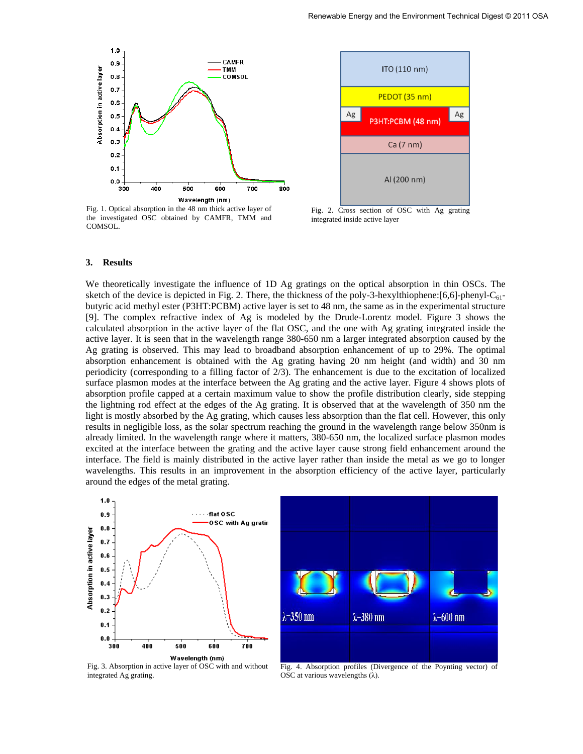Fig. 1. Optical absorption in the 48 nm thick active layer of the investigated OSC obtained by CAMFR, TMM and COMSOL.

Fig. 2. Cross section of OSC with Ag grating integrated inside active layer

## 3. Results

We theoretically investigate the influence of 1D Ag gratings on the optical absorption in thin OSCs. The sketch of the device is depicted in Fig. 2. There, the thickness of the poly-3-hexylthiophene:[6,6]-phenyl-$C_{61}$-butyric acid methyl ester (P3HT:PCBM) active layer is set to 48 nm, the same as in the experimental structure [9]. The complex refractive index of Ag is modeled by the Drude-Lorentz model. Figure 3 shows the calculated absorption in the active layer of the flat OSC, and the one with Ag grating integrated inside the active layer. It is seen that in the wavelength range 380-650 nm a larger integrated absorption caused by the Ag grating is observed. This may lead to broadband absorption enhancement of up to 29%. The optimal absorption enhancement is obtained with the Ag grating having 20 nm height (and width) and 30 nm periodicity (corresponding to a filling factor of 2/3). The enhancement is due to the excitation of localized surface plasmon modes at the interface between the Ag grating and the active layer. Figure 4 shows plots of absorption profile capped at a certain maximum value to show the profile distribution clearly, side stepping the lightning rod effect at the edges of the Ag grating. It is observed that at the wavelength of 350 nm the light is mostly absorbed by the Ag grating, which causes less absorption than the flat cell. However, this only results in negligible loss, as the solar spectrum reaching the ground in the wavelength range below 350nm is already limited. In the wavelength range where it matters, 380-650 nm, the localized surface plasmon modes excited at the interface between the grating and the active layer cause strong field enhancement around the interface. The field is mainly distributed in the active layer rather than inside the metal as we go to longer wavelengths. This results in an improvement in the absorption efficiency of the active layer, particularly around the edges of the metal grating.

Fig. 3. Absorption in active layer of OSC with and without integrated Ag grating.

Fig. 4. Absorption profiles (Divergence of the Poynting vector) of OSC at various wavelengths ($\lambda$).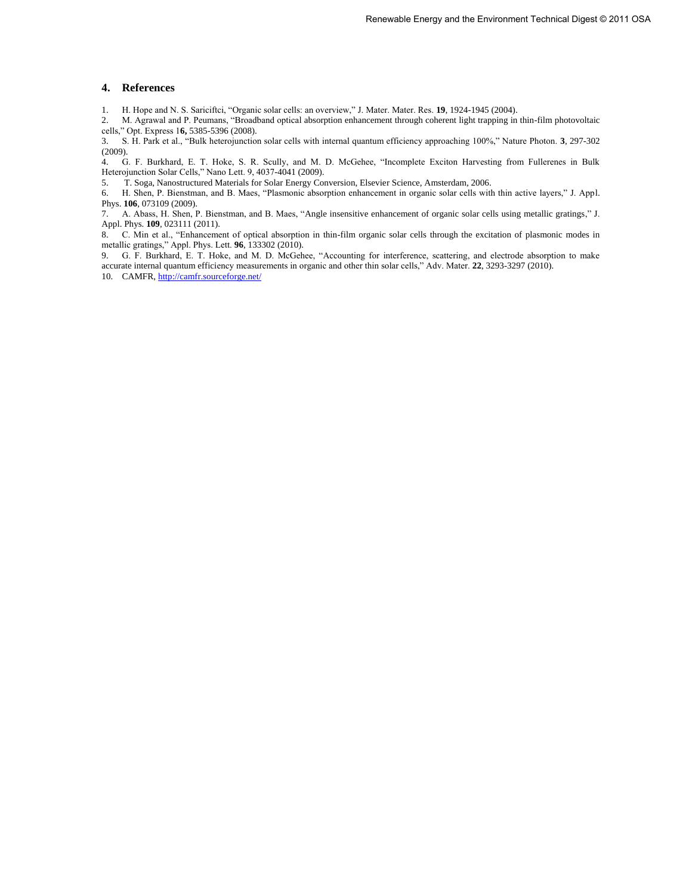## 4. References

1. H. Hope and N. S. Sariciftci, "Organic solar cells: an overview," J. Mater. Mater. Res. **19**, 1924-1945 (2004).
2. M. Agrawal and P. Peumans, "Broadband optical absorption enhancement through coherent light trapping in thin-film photovoltaic cells," Opt. Express 1**6,** 5385-5396 (2008).
3. S. H. Park et al., "Bulk heterojunction solar cells with internal quantum efficiency approaching 100%," Nature Photon. **3**, 297-302 (2009).
4. G. F. Burkhard, E. T. Hoke, S. R. Scully, and M. D. McGehee, "Incomplete Exciton Harvesting from Fullerenes in Bulk Heterojunction Solar Cells," Nano Lett. 9, 4037-4041 (2009).
5. T. Soga, Nanostructured Materials for Solar Energy Conversion, Elsevier Science, Amsterdam, 2006.
6. H. Shen, P. Bienstman, and B. Maes, "Plasmonic absorption enhancement in organic solar cells with thin active layers," J. Appl. Phys. **106**, 073109 (2009).
7. A. Abass, H. Shen, P. Bienstman, and B. Maes, "Angle insensitive enhancement of organic solar cells using metallic gratings," J. Appl. Phys. **109**, 023111 (2011).
8. C. Min et al., "Enhancement of optical absorption in thin-film organic solar cells through the excitation of plasmonic modes in metallic gratings," Appl. Phys. Lett. **96**, 133302 (2010).
9. G. F. Burkhard, E. T. Hoke, and M. D. McGehee, "Accounting for interference, scattering, and electrode absorption to make accurate internal quantum efficiency measurements in organic and other thin solar cells," Adv. Mater. **22**, 3293-3297 (2010).
10. CAMFR, http://camfr.sourceforge.net/